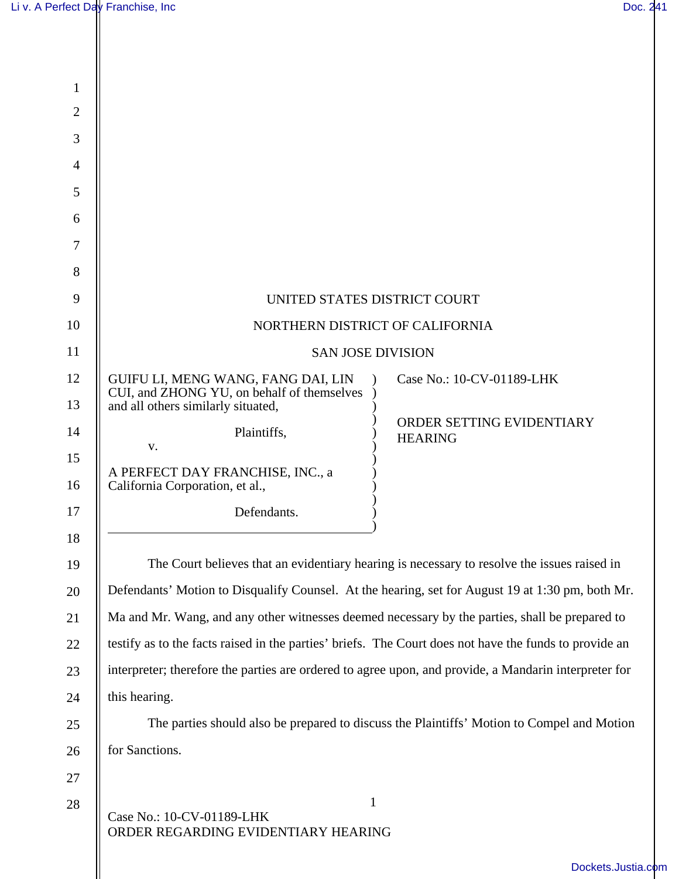UNITED STATES DISTRICT COURT

NORTHERN DISTRICT OF CALIFORNIA

SAN JOSE DIVISION

GUIFU LI, MENG WANG, FANG DAI, LIN CUI, and ZHONG YU, on behalf of themselves and all others similarly situated,

Plaintiffs,

v.

A PERFECT DAY FRANCHISE, INC., a California Corporation, et al.,

Defendants.

Case No.: 10-CV-01189-LHK

ORDER SETTING EVIDENTIARY HEARING

The Court believes that an evidentiary hearing is necessary to resolve the issues raised in Defendants' Motion to Disqualify Counsel. At the hearing, set for August 19 at 1:30 pm, both Mr. Ma and Mr. Wang, and any other witnesses deemed necessary by the parties, shall be prepared to testify as to the facts raised in the parties' briefs. The Court does not have the funds to provide an interpreter; therefore the parties are ordered to agree upon, and provide, a Mandarin interpreter for this hearing.

The parties should also be prepared to discuss the Plaintiffs' Motion to Compel and Motion for Sanctions.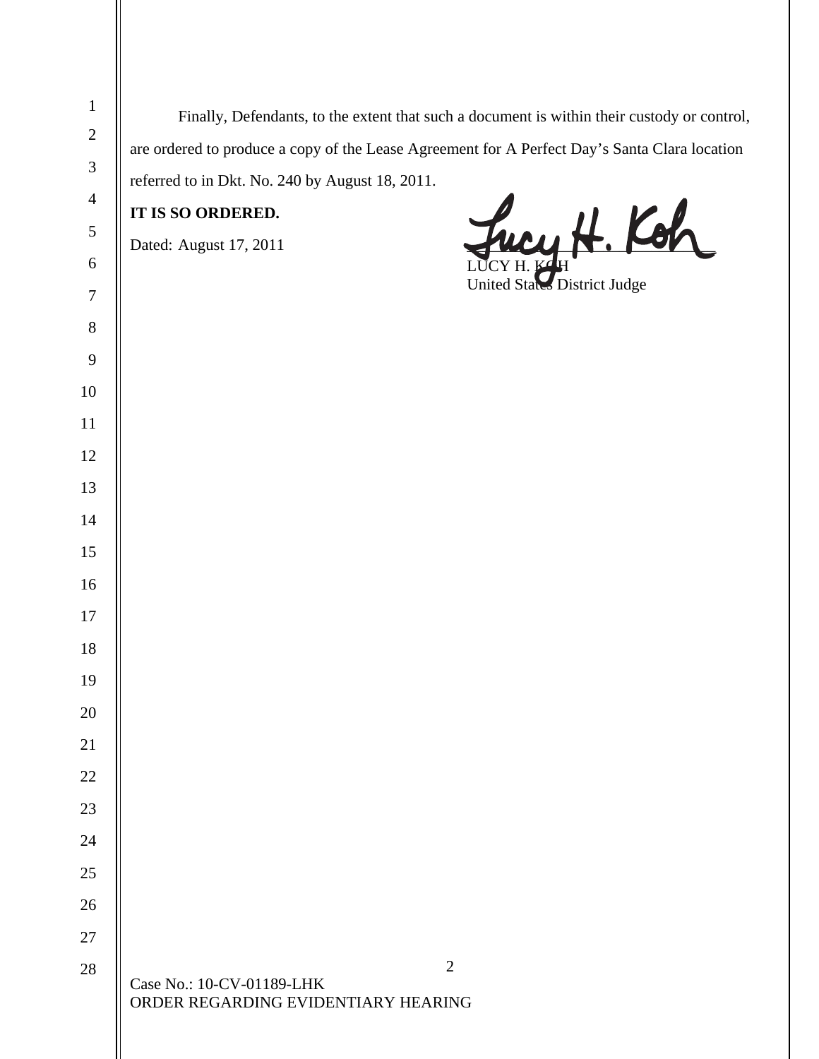Finally, Defendants, to the extent that such a document is within their custody or control, are ordered to produce a copy of the Lease Agreement for A Perfect Day's Santa Clara location referred to in Dkt. No. 240 by August 18, 2011.

**IT IS SO ORDERED.**

Dated: August 17, 2011

LUCY H. KOH
United States District Judge

Case No.: 10-CV-01189-LHK
ORDER REGARDING EVIDENTIARY HEARING